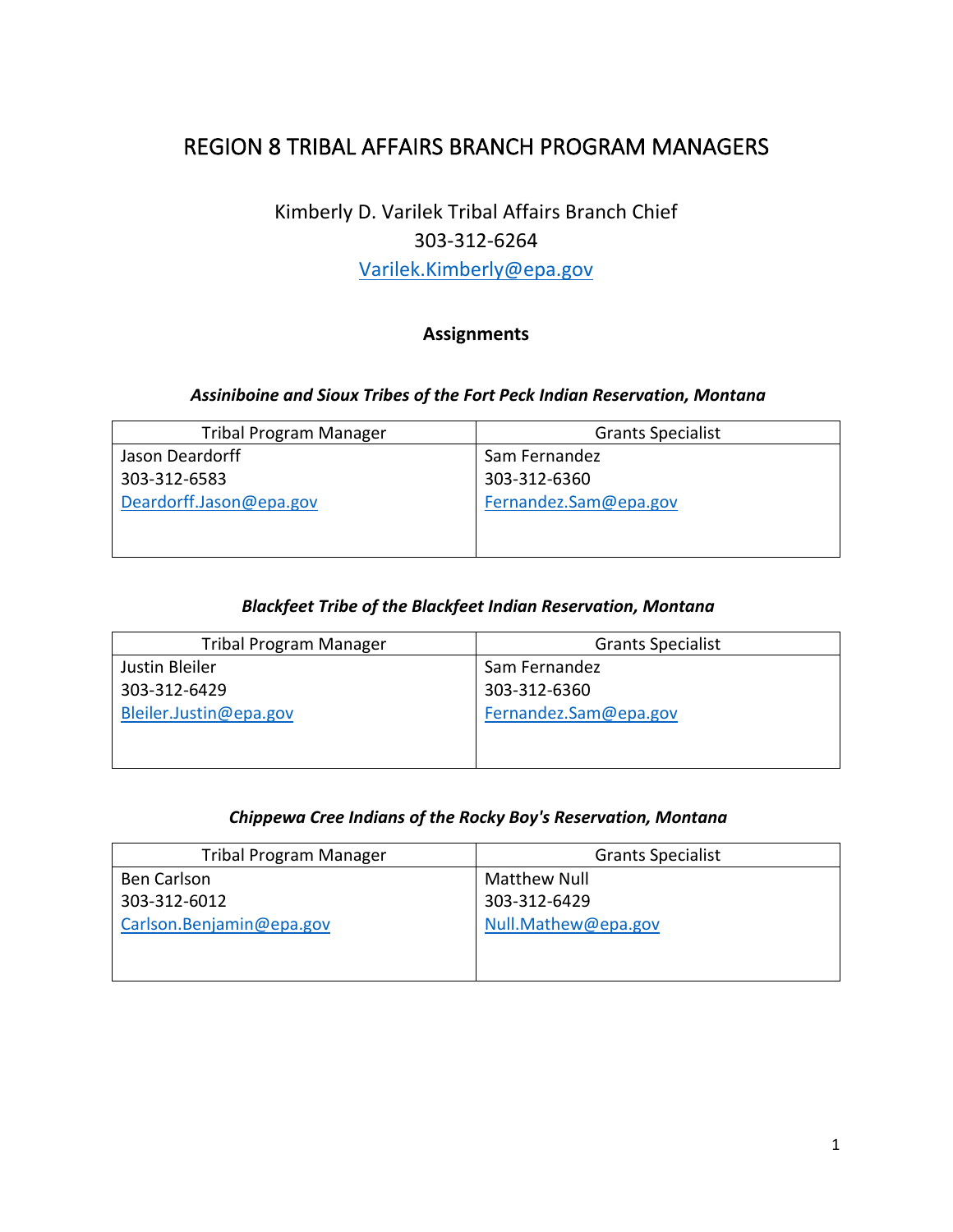# REGION 8 TRIBAL AFFAIRS BRANCH PROGRAM MANAGERS

Kimberly D. Varilek Tribal Affairs Branch Chief
303-312-6264
Varilek.Kimberly@epa.gov

**Assignments**

***Assiniboine and Sioux Tribes of the Fort Peck Indian Reservation, Montana***

| Tribal Program Manager | Grants Specialist |
|---|---|
| Jason Deardorff<br>303-312-6583<br>Deardorff.Jason@epa.gov | Sam Fernandez<br>303-312-6360<br>Fernandez.Sam@epa.gov |

***Blackfeet Tribe of the Blackfeet Indian Reservation, Montana***

| Tribal Program Manager | Grants Specialist |
|---|---|
| Justin Bleiler<br>303-312-6429<br>Bleiler.Justin@epa.gov | Sam Fernandez<br>303-312-6360<br>Fernandez.Sam@epa.gov |

***Chippewa Cree Indians of the Rocky Boy's Reservation, Montana***

| Tribal Program Manager | Grants Specialist |
|---|---|
| Ben Carlson<br>303-312-6012<br>Carlson.Benjamin@epa.gov | Matthew Null<br>303-312-6429<br>Null.Mathew@epa.gov |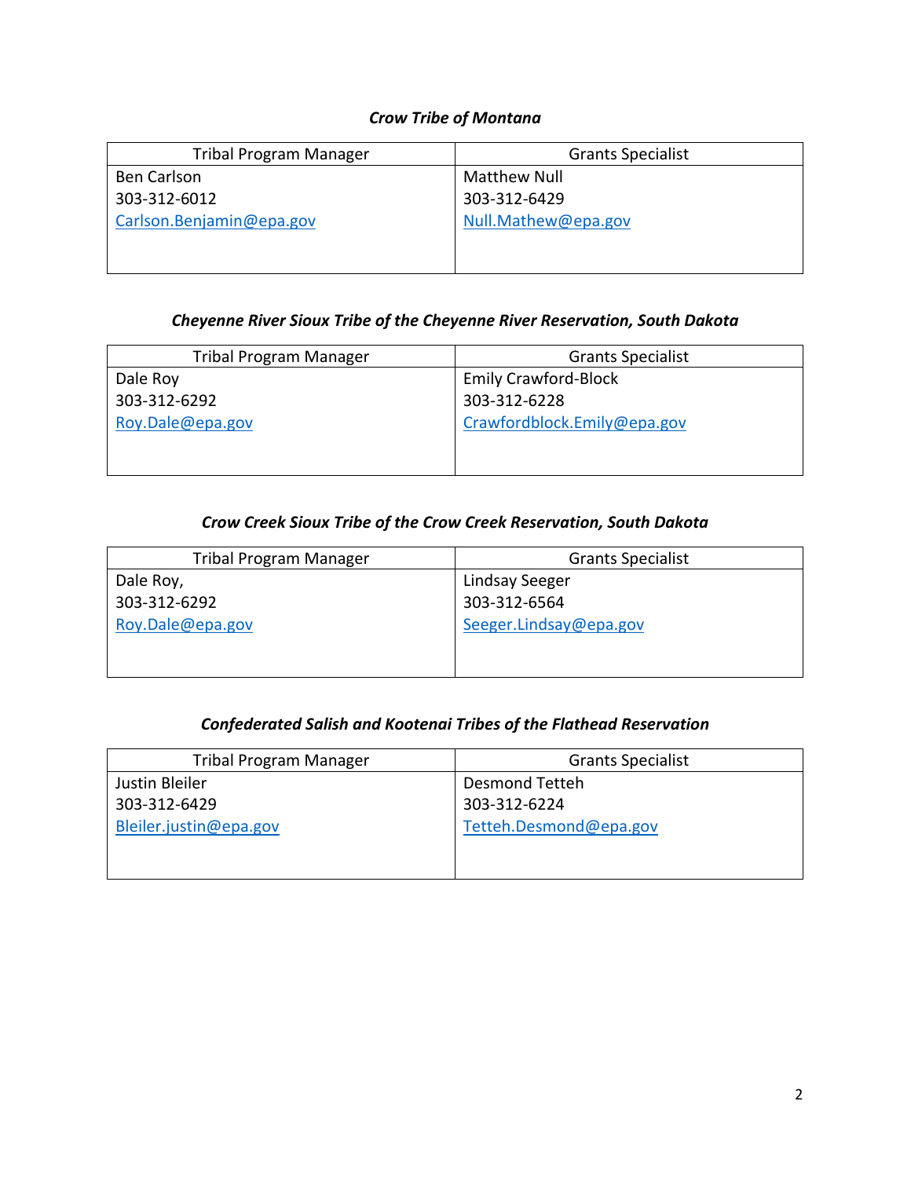***Crow Tribe of Montana***

| Tribal Program Manager | Grants Specialist |
|---|---|
| Ben Carlson<br>303-312-6012<br>Carlson.Benjamin@epa.gov | Matthew Null<br>303-312-6429<br>Null.Mathew@epa.gov |

***Cheyenne River Sioux Tribe of the Cheyenne River Reservation, South Dakota***

| Tribal Program Manager | Grants Specialist |
|---|---|
| Dale Roy<br>303-312-6292<br>Roy.Dale@epa.gov | Emily Crawford-Block<br>303-312-6228<br>Crawfordblock.Emily@epa.gov |

***Crow Creek Sioux Tribe of the Crow Creek Reservation, South Dakota***

| Tribal Program Manager | Grants Specialist |
|---|---|
| Dale Roy,<br>303-312-6292<br>Roy.Dale@epa.gov | Lindsay Seeger<br>303-312-6564<br>Seeger.Lindsay@epa.gov |

***Confederated Salish and Kootenai Tribes of the Flathead Reservation***

| Tribal Program Manager | Grants Specialist |
|---|---|
| Justin Bleiler<br>303-312-6429<br>Bleiler.justin@epa.gov | Desmond Tetteh<br>303-312-6224<br>Tetteh.Desmond@epa.gov |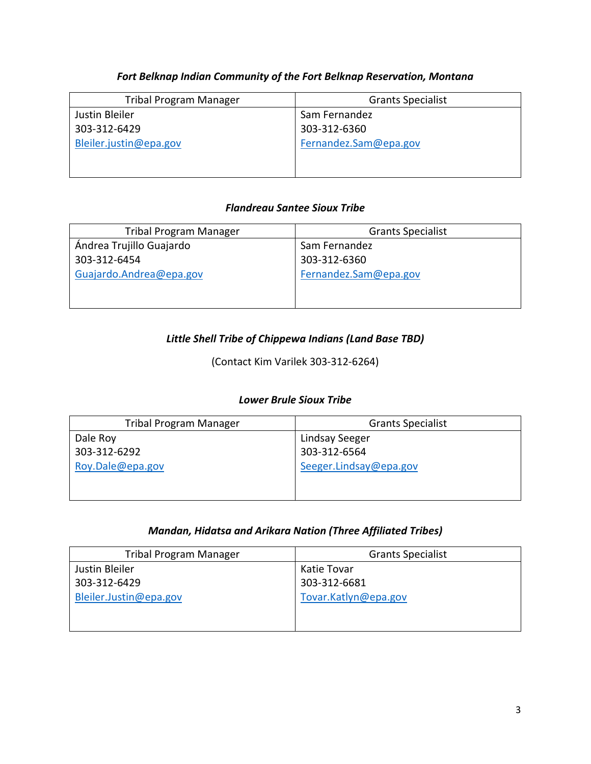*Fort Belknap Indian Community of the Fort Belknap Reservation, Montana*

| Tribal Program Manager | Grants Specialist |
|---|---|
| Justin Bleiler<br>303-312-6429<br>Bleiler.justin@epa.gov | Sam Fernandez<br>303-312-6360<br>Fernandez.Sam@epa.gov |

*Flandreau Santee Sioux Tribe*

| Tribal Program Manager | Grants Specialist |
|---|---|
| Ándrea Trujillo Guajardo<br>303-312-6454<br>Guajardo.Andrea@epa.gov | Sam Fernandez<br>303-312-6360<br>Fernandez.Sam@epa.gov |

*Little Shell Tribe of Chippewa Indians (Land Base TBD)*

(Contact Kim Varilek 303-312-6264)

*Lower Brule Sioux Tribe*

| Tribal Program Manager | Grants Specialist |
|---|---|
| Dale Roy<br>303-312-6292<br>Roy.Dale@epa.gov | Lindsay Seeger<br>303-312-6564<br>Seeger.Lindsay@epa.gov |

*Mandan, Hidatsa and Arikara Nation (Three Affiliated Tribes)*

| Tribal Program Manager | Grants Specialist |
|---|---|
| Justin Bleiler<br>303-312-6429<br>Bleiler.Justin@epa.gov | Katie Tovar<br>303-312-6681<br>Tovar.Katlyn@epa.gov |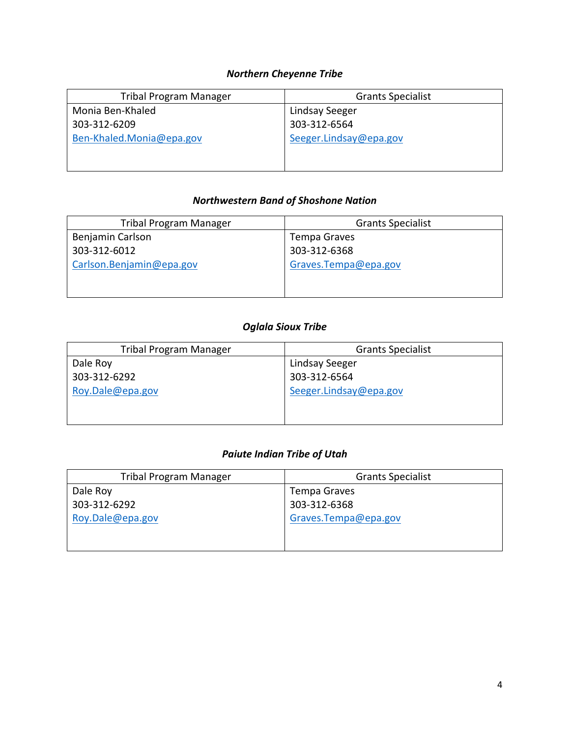### *Northern Cheyenne Tribe*

| Tribal Program Manager | Grants Specialist |
|---|---|
| Monia Ben-Khaled<br>303-312-6209<br>Ben-Khaled.Monia@epa.gov | Lindsay Seeger<br>303-312-6564<br>Seeger.Lindsay@epa.gov |

### *Northwestern Band of Shoshone Nation*

| Tribal Program Manager | Grants Specialist |
|---|---|
| Benjamin Carlson<br>303-312-6012<br>Carlson.Benjamin@epa.gov | Tempa Graves<br>303-312-6368<br>Graves.Tempa@epa.gov |

### *Oglala Sioux Tribe*

| Tribal Program Manager | Grants Specialist |
|---|---|
| Dale Roy<br>303-312-6292<br>Roy.Dale@epa.gov | Lindsay Seeger<br>303-312-6564<br>Seeger.Lindsay@epa.gov |

### *Paiute Indian Tribe of Utah*

| Tribal Program Manager | Grants Specialist |
|---|---|
| Dale Roy<br>303-312-6292<br>Roy.Dale@epa.gov | Tempa Graves<br>303-312-6368<br>Graves.Tempa@epa.gov |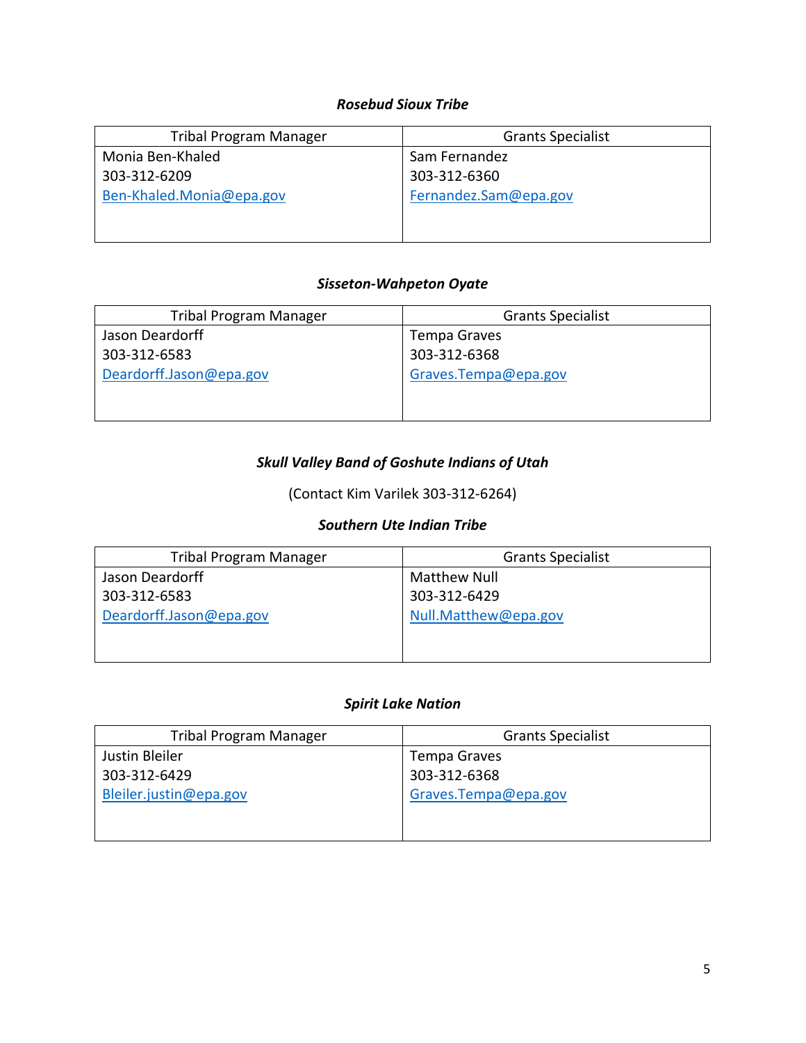***Rosebud Sioux Tribe***

| Tribal Program Manager | Grants Specialist |
| --- | --- |
| Monia Ben-Khaled<br>303-312-6209<br>Ben-Khaled.Monia@epa.gov | Sam Fernandez<br>303-312-6360<br>Fernandez.Sam@epa.gov |

***Sisseton-Wahpeton Oyate***

| Tribal Program Manager | Grants Specialist |
| --- | --- |
| Jason Deardorff<br>303-312-6583<br>Deardorff.Jason@epa.gov | Tempa Graves<br>303-312-6368<br>Graves.Tempa@epa.gov |

***Skull Valley Band of Goshute Indians of Utah***

(Contact Kim Varilek 303-312-6264)

***Southern Ute Indian Tribe***

| Tribal Program Manager | Grants Specialist |
| --- | --- |
| Jason Deardorff<br>303-312-6583<br>Deardorff.Jason@epa.gov | Matthew Null<br>303-312-6429<br>Null.Matthew@epa.gov |

***Spirit Lake Nation***

| Tribal Program Manager | Grants Specialist |
| --- | --- |
| Justin Bleiler<br>303-312-6429<br>Bleiler.justin@epa.gov | Tempa Graves<br>303-312-6368<br>Graves.Tempa@epa.gov |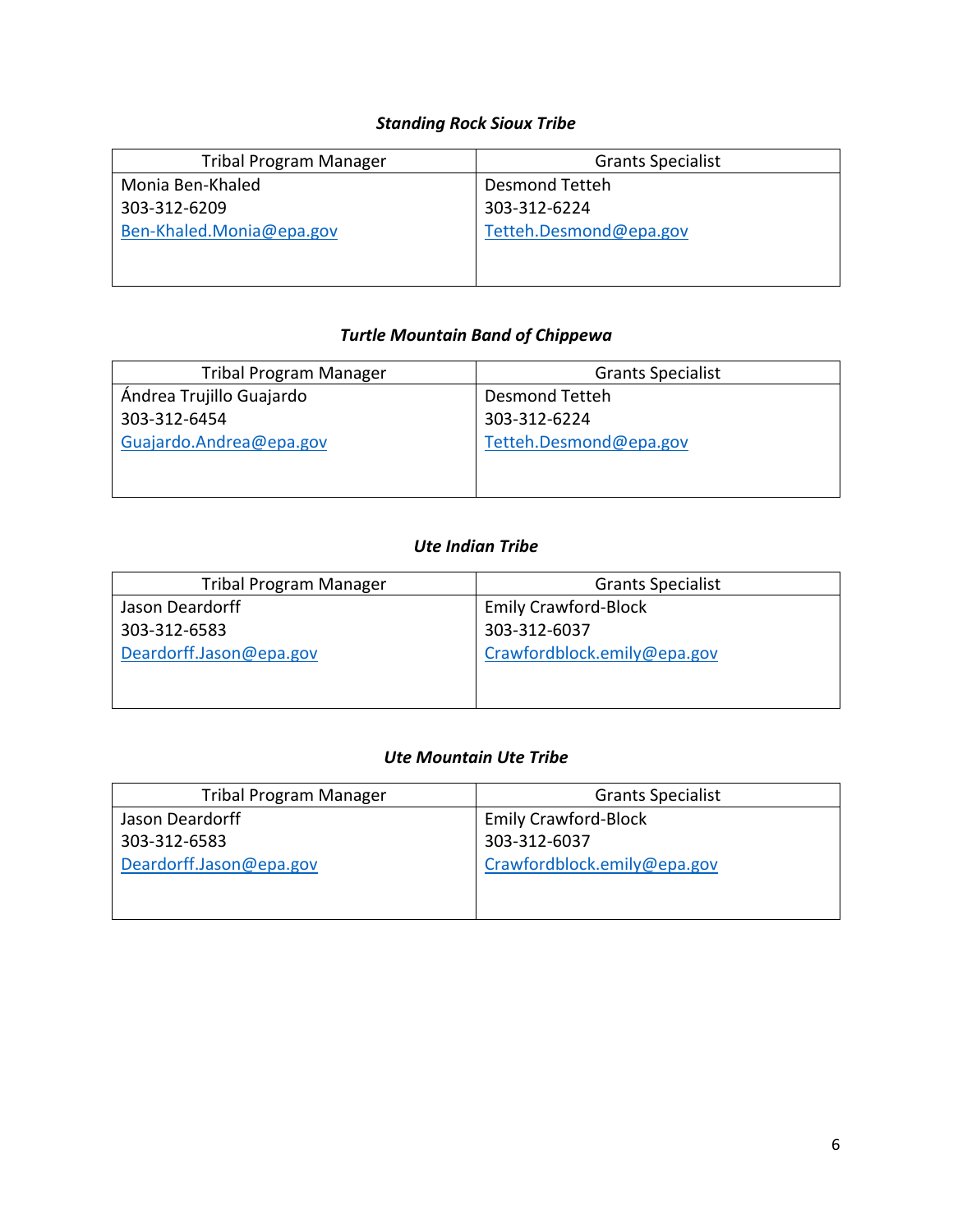***Standing Rock Sioux Tribe***

| Tribal Program Manager | Grants Specialist |
|---|---|
| Monia Ben-Khaled<br>303-312-6209<br>Ben-Khaled.Monia@epa.gov | Desmond Tetteh<br>303-312-6224<br>Tetteh.Desmond@epa.gov |

***Turtle Mountain Band of Chippewa***

| Tribal Program Manager | Grants Specialist |
|---|---|
| Ándrea Trujillo Guajardo<br>303-312-6454<br>Guajardo.Andrea@epa.gov | Desmond Tetteh<br>303-312-6224<br>Tetteh.Desmond@epa.gov |

***Ute Indian Tribe***

| Tribal Program Manager | Grants Specialist |
|---|---|
| Jason Deardorff<br>303-312-6583<br>Deardorff.Jason@epa.gov | Emily Crawford-Block<br>303-312-6037<br>Crawfordblock.emily@epa.gov |

***Ute Mountain Ute Tribe***

| Tribal Program Manager | Grants Specialist |
|---|---|
| Jason Deardorff<br>303-312-6583<br>Deardorff.Jason@epa.gov | Emily Crawford-Block<br>303-312-6037<br>Crawfordblock.emily@epa.gov |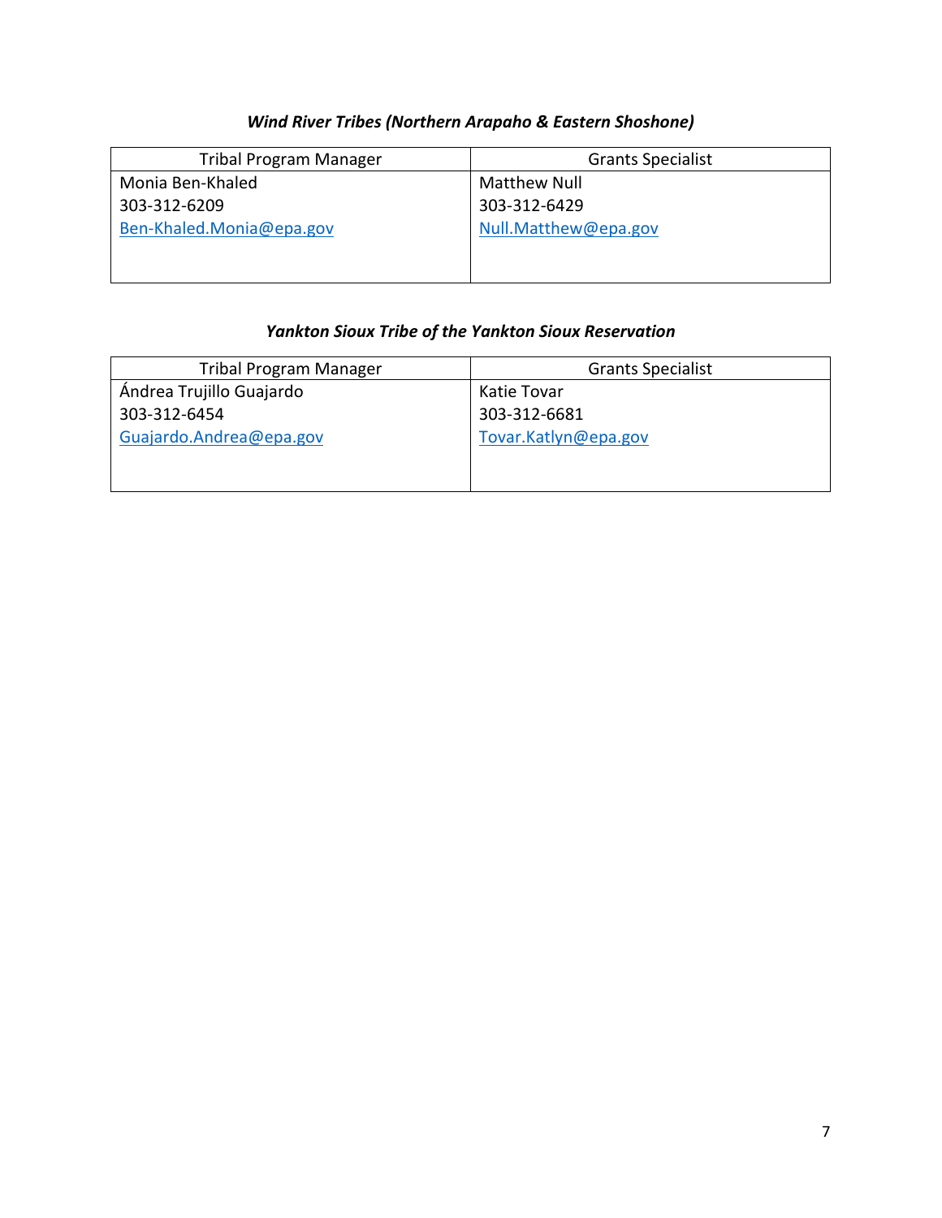***Wind River Tribes (Northern Arapaho & Eastern Shoshone)***

| Tribal Program Manager | Grants Specialist |
| --- | --- |
| Monia Ben-Khaled<br>303-312-6209<br>Ben-Khaled.Monia@epa.gov | Matthew Null<br>303-312-6429<br>Null.Matthew@epa.gov |

***Yankton Sioux Tribe of the Yankton Sioux Reservation***

| Tribal Program Manager | Grants Specialist |
| --- | --- |
| Ándrea Trujillo Guajardo<br>303-312-6454<br>Guajardo.Andrea@epa.gov | Katie Tovar<br>303-312-6681<br>Tovar.Katlyn@epa.gov |